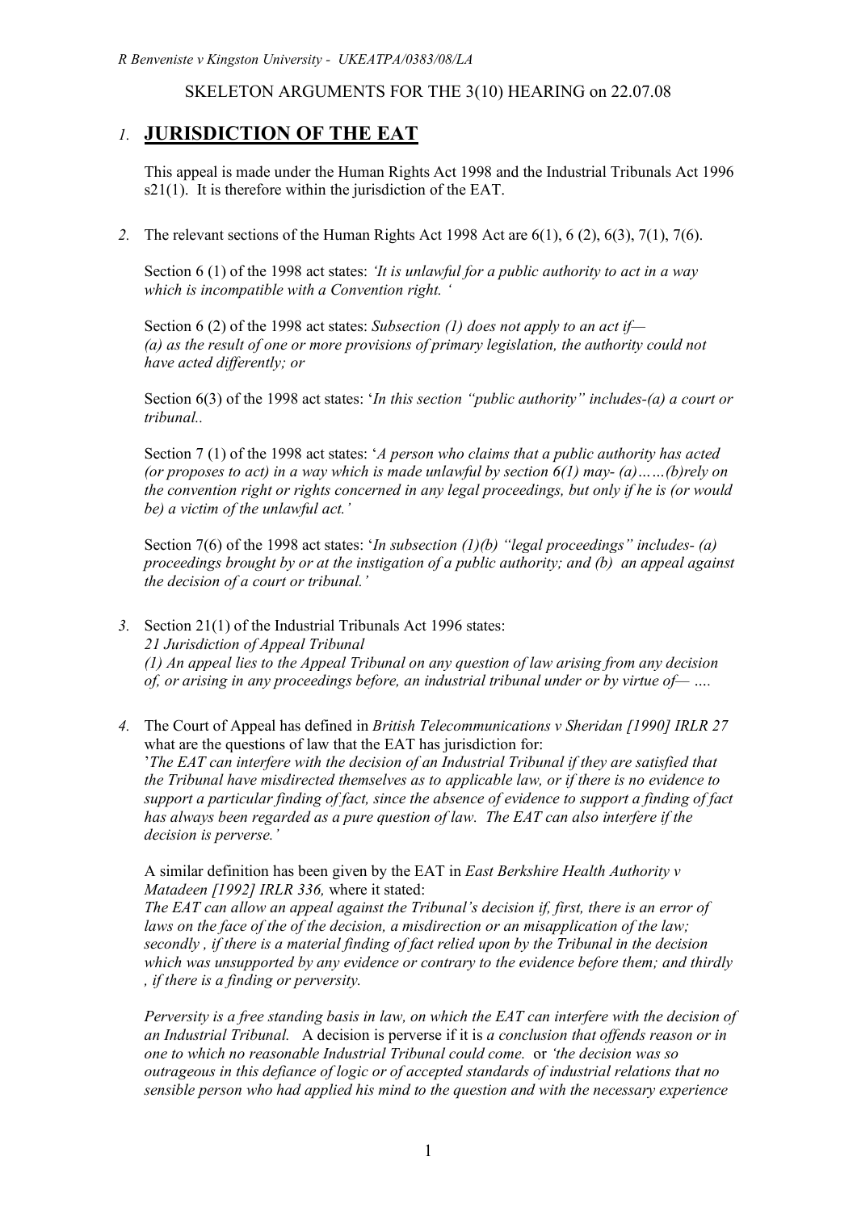*R Benveniste v Kingston University - UKEATPA/0383/08/LA*

SKELETON ARGUMENTS FOR THE 3(10) HEARING on 22.07.08

1. **JURISDICTION OF THE EAT**

This appeal is made under the Human Rights Act 1998 and the Industrial Tribunals Act 1996 s21(1). It is therefore within the jurisdiction of the EAT.

2. The relevant sections of the Human Rights Act 1998 Act are 6(1), 6 (2), 6(3), 7(1), 7(6).

Section 6 (1) of the 1998 act states: *'It is unlawful for a public authority to act in a way which is incompatible with a Convention right. '*

Section 6 (2) of the 1998 act states: *Subsection (1) does not apply to an act if— (a) as the result of one or more provisions of primary legislation, the authority could not have acted differently; or*

Section 6(3) of the 1998 act states: '*In this section "public authority" includes-(a) a court or tribunal..*

Section 7 (1) of the 1998 act states: '*A person who claims that a public authority has acted (or proposes to act) in a way which is made unlawful by section 6(1) may- (a)……(b)rely on the convention right or rights concerned in any legal proceedings, but only if he is (or would be) a victim of the unlawful act.'*

Section 7(6) of the 1998 act states: '*In subsection (1)(b) "legal proceedings" includes- (a) proceedings brought by or at the instigation of a public authority; and (b) an appeal against the decision of a court or tribunal.'*

3. Section 21(1) of the Industrial Tribunals Act 1996 states:
*21 Jurisdiction of Appeal Tribunal*
*(1) An appeal lies to the Appeal Tribunal on any question of law arising from any decision of, or arising in any proceedings before, an industrial tribunal under or by virtue of— ….*

4. The Court of Appeal has defined in *British Telecommunications v Sheridan [1990] IRLR 27* what are the questions of law that the EAT has jurisdiction for:
'*The EAT can interfere with the decision of an Industrial Tribunal if they are satisfied that the Tribunal have misdirected themselves as to applicable law, or if there is no evidence to support a particular finding of fact, since the absence of evidence to support a finding of fact has always been regarded as a pure question of law. The EAT can also interfere if the decision is perverse.'*

A similar definition has been given by the EAT in *East Berkshire Health Authority v Matadeen [1992] IRLR 336,* where it stated:
*The EAT can allow an appeal against the Tribunal's decision if, first, there is an error of laws on the face of the of the decision, a misdirection or an misapplication of the law; secondly , if there is a material finding of fact relied upon by the Tribunal in the decision which was unsupported by any evidence or contrary to the evidence before them; and thirdly , if there is a finding or perversity.*

*Perversity is a free standing basis in law, on which the EAT can interfere with the decision of an Industrial Tribunal.* A decision is perverse if it is *a conclusion that offends reason or in one to which no reasonable Industrial Tribunal could come.* or *'the decision was so outrageous in this defiance of logic or of accepted standards of industrial relations that no sensible person who had applied his mind to the question and with the necessary experience*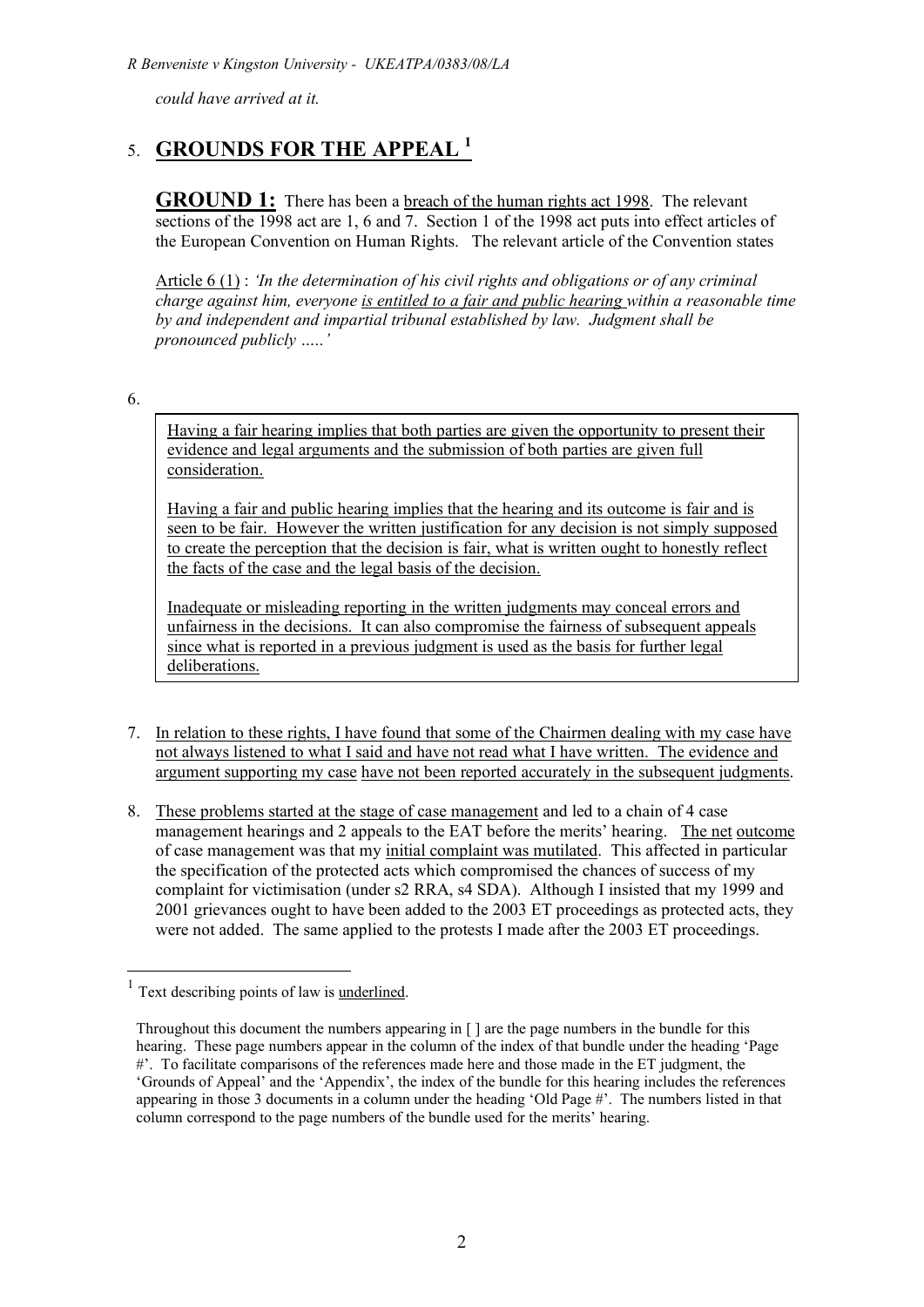*could have arrived at it.*

## 5. **<u>GROUNDS FOR THE APPEAL</u>** [1]

**<u>GROUND 1:</u>** There has been a <u>breach of the human rights act 1998</u>. The relevant sections of the 1998 act are 1, 6 and 7. Section 1 of the 1998 act puts into effect articles of the European Convention on Human Rights. The relevant article of the Convention states

<u>Article 6 (1)</u> : *'In the determination of his civil rights and obligations or of any criminal charge against him, everyone <u>is entitled to a fair and public hearing</u> within a reasonable time by and independent and impartial tribunal established by law. Judgment shall be pronounced publicly …..'*

6.

> <u>Having a fair hearing implies that both parties are given the opportunity to present their evidence and legal arguments and the submission of both parties are given full consideration.</u>
>
> <u>Having a fair and public hearing implies that the hearing and its outcome is fair and is seen to be fair. However the written justification for any decision is not simply supposed to create the perception that the decision is fair, what is written ought to honestly reflect the facts of the case and the legal basis of the decision.</u>
>
> <u>Inadequate or misleading reporting in the written judgments may conceal errors and unfairness in the decisions. It can also compromise the fairness of subsequent appeals since what is reported in a previous judgment is used as the basis for further legal deliberations.</u>

7. <u>In relation to these rights, I have found that some of the Chairmen dealing with my case have not always listened to what I said and have not read what I have written. The evidence and argument supporting my case</u> <u>have not been reported accurately in the subsequent judgments</u>.

8. <u>These problems started at the stage of case management</u> and led to a chain of 4 case management hearings and 2 appeals to the EAT before the merits' hearing. <u>The net</u> <u>outcome</u> of case management was that my <u>initial complaint was mutilated</u>. This affected in particular the specification of the protected acts which compromised the chances of success of my complaint for victimisation (under s2 RRA, s4 SDA). Although I insisted that my 1999 and 2001 grievances ought to have been added to the 2003 ET proceedings as protected acts, they were not added. The same applied to the protests I made after the 2003 ET proceedings.

---

[1] Text describing points of law is <u>underlined</u>.

Throughout this document the numbers appearing in [ ] are the page numbers in the bundle for this hearing. These page numbers appear in the column of the index of that bundle under the heading 'Page #'. To facilitate comparisons of the references made here and those made in the ET judgment, the 'Grounds of Appeal' and the 'Appendix', the index of the bundle for this hearing includes the references appearing in those 3 documents in a column under the heading 'Old Page #'. The numbers listed in that column correspond to the page numbers of the bundle used for the merits' hearing.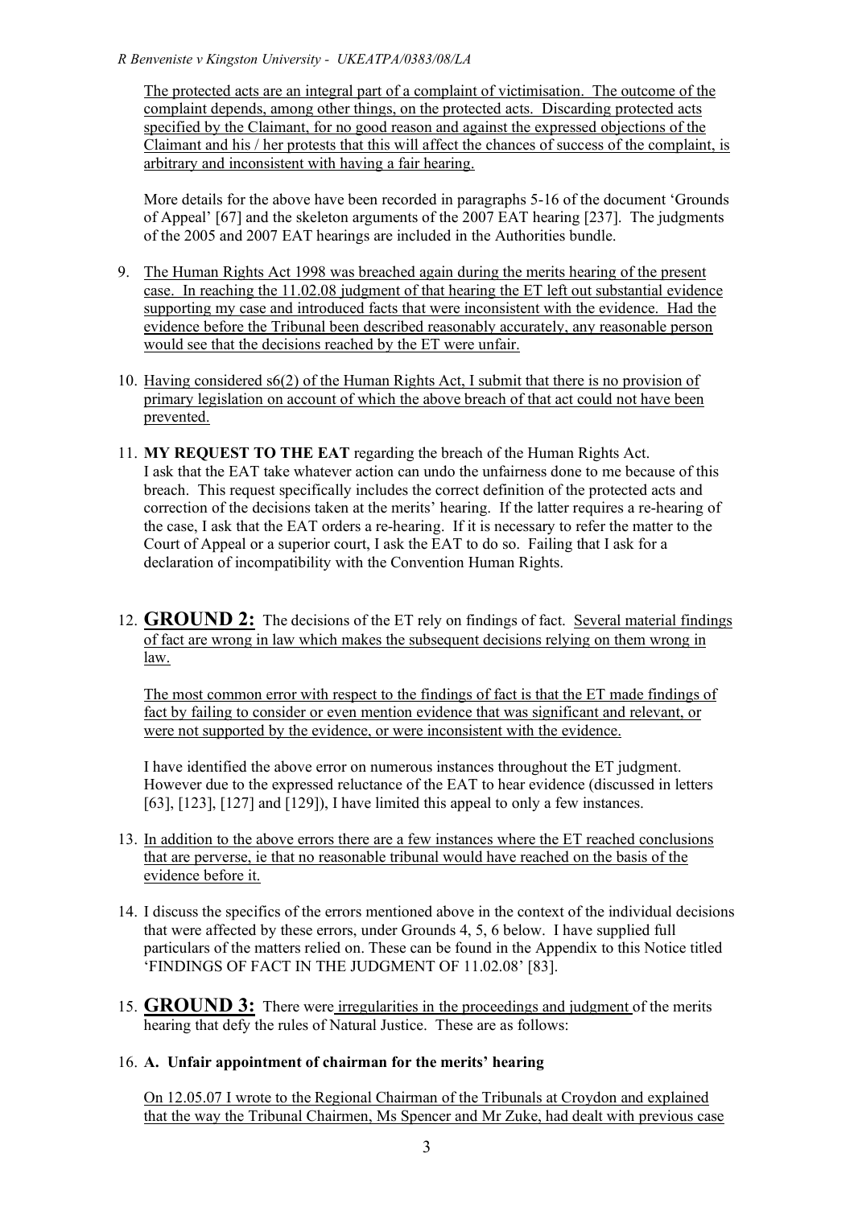The protected acts are an integral part of a complaint of victimisation. The outcome of the complaint depends, among other things, on the protected acts. Discarding protected acts specified by the Claimant, for no good reason and against the expressed objections of the Claimant and his / her protests that this will affect the chances of success of the complaint, is arbitrary and inconsistent with having a fair hearing.

More details for the above have been recorded in paragraphs 5-16 of the document 'Grounds of Appeal' [67] and the skeleton arguments of the 2007 EAT hearing [237]. The judgments of the 2005 and 2007 EAT hearings are included in the Authorities bundle.

9. The Human Rights Act 1998 was breached again during the merits hearing of the present case. In reaching the 11.02.08 judgment of that hearing the ET left out substantial evidence supporting my case and introduced facts that were inconsistent with the evidence. Had the evidence before the Tribunal been described reasonably accurately, any reasonable person would see that the decisions reached by the ET were unfair.

10. Having considered s6(2) of the Human Rights Act, I submit that there is no provision of primary legislation on account of which the above breach of that act could not have been prevented.

11. **MY REQUEST TO THE EAT** regarding the breach of the Human Rights Act. I ask that the EAT take whatever action can undo the unfairness done to me because of this breach. This request specifically includes the correct definition of the protected acts and correction of the decisions taken at the merits' hearing. If the latter requires a re-hearing of the case, I ask that the EAT orders a re-hearing. If it is necessary to refer the matter to the Court of Appeal or a superior court, I ask the EAT to do so. Failing that I ask for a declaration of incompatibility with the Convention Human Rights.

12. **GROUND 2:** The decisions of the ET rely on findings of fact. Several material findings of fact are wrong in law which makes the subsequent decisions relying on them wrong in law.

    The most common error with respect to the findings of fact is that the ET made findings of fact by failing to consider or even mention evidence that was significant and relevant, or were not supported by the evidence, or were inconsistent with the evidence.

    I have identified the above error on numerous instances throughout the ET judgment. However due to the expressed reluctance of the EAT to hear evidence (discussed in letters [63], [123], [127] and [129]), I have limited this appeal to only a few instances.

13. In addition to the above errors there are a few instances where the ET reached conclusions that are perverse, ie that no reasonable tribunal would have reached on the basis of the evidence before it.

14. I discuss the specifics of the errors mentioned above in the context of the individual decisions that were affected by these errors, under Grounds 4, 5, 6 below. I have supplied full particulars of the matters relied on. These can be found in the Appendix to this Notice titled 'FINDINGS OF FACT IN THE JUDGMENT OF 11.02.08' [83].

15. **GROUND 3:** There were irregularities in the proceedings and judgment of the merits hearing that defy the rules of Natural Justice. These are as follows:

16. **A. Unfair appointment of chairman for the merits' hearing**

    On 12.05.07 I wrote to the Regional Chairman of the Tribunals at Croydon and explained that the way the Tribunal Chairmen, Ms Spencer and Mr Zuke, had dealt with previous case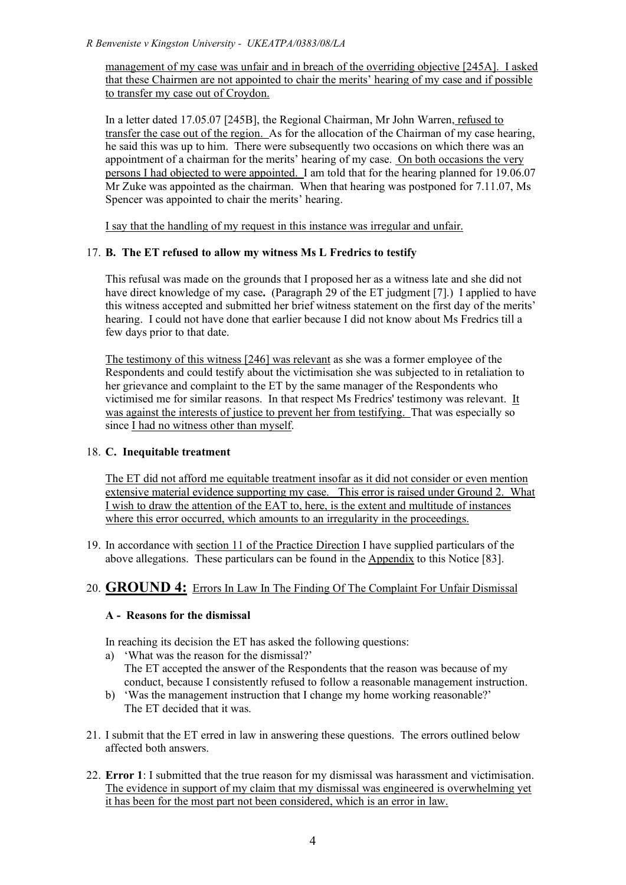management of my case was unfair and in breach of the overriding objective [245A]. I asked that these Chairmen are not appointed to chair the merits' hearing of my case and if possible to transfer my case out of Croydon.

In a letter dated 17.05.07 [245B], the Regional Chairman, Mr John Warren, refused to transfer the case out of the region. As for the allocation of the Chairman of my case hearing, he said this was up to him. There were subsequently two occasions on which there was an appointment of a chairman for the merits' hearing of my case. On both occasions the very persons I had objected to were appointed. I am told that for the hearing planned for 19.06.07 Mr Zuke was appointed as the chairman. When that hearing was postponed for 7.11.07, Ms Spencer was appointed to chair the merits' hearing.

I say that the handling of my request in this instance was irregular and unfair.

17. **B. The ET refused to allow my witness Ms L Fredrics to testify**

This refusal was made on the grounds that I proposed her as a witness late and she did not have direct knowledge of my case**.** (Paragraph 29 of the ET judgment [7].) I applied to have this witness accepted and submitted her brief witness statement on the first day of the merits' hearing. I could not have done that earlier because I did not know about Ms Fredrics till a few days prior to that date.

The testimony of this witness [246] was relevant as she was a former employee of the Respondents and could testify about the victimisation she was subjected to in retaliation to her grievance and complaint to the ET by the same manager of the Respondents who victimised me for similar reasons. In that respect Ms Fredrics' testimony was relevant. It was against the interests of justice to prevent her from testifying. That was especially so since I had no witness other than myself.

18. **C. Inequitable treatment**

The ET did not afford me equitable treatment insofar as it did not consider or even mention extensive material evidence supporting my case. This error is raised under Ground 2. What I wish to draw the attention of the EAT to, here, is the extent and multitude of instances where this error occurred, which amounts to an irregularity in the proceedings.

19. In accordance with section 11 of the Practice Direction I have supplied particulars of the above allegations. These particulars can be found in the Appendix to this Notice [83].

## 20. GROUND 4: Errors In Law In The Finding Of The Complaint For Unfair Dismissal

### A - Reasons for the dismissal

In reaching its decision the ET has asked the following questions:

a) 'What was the reason for the dismissal?'
   The ET accepted the answer of the Respondents that the reason was because of my conduct, because I consistently refused to follow a reasonable management instruction.
b) 'Was the management instruction that I change my home working reasonable?'
   The ET decided that it was.

21. I submit that the ET erred in law in answering these questions. The errors outlined below affected both answers.

22. **Error 1**: I submitted that the true reason for my dismissal was harassment and victimisation. The evidence in support of my claim that my dismissal was engineered is overwhelming yet it has been for the most part not been considered, which is an error in law.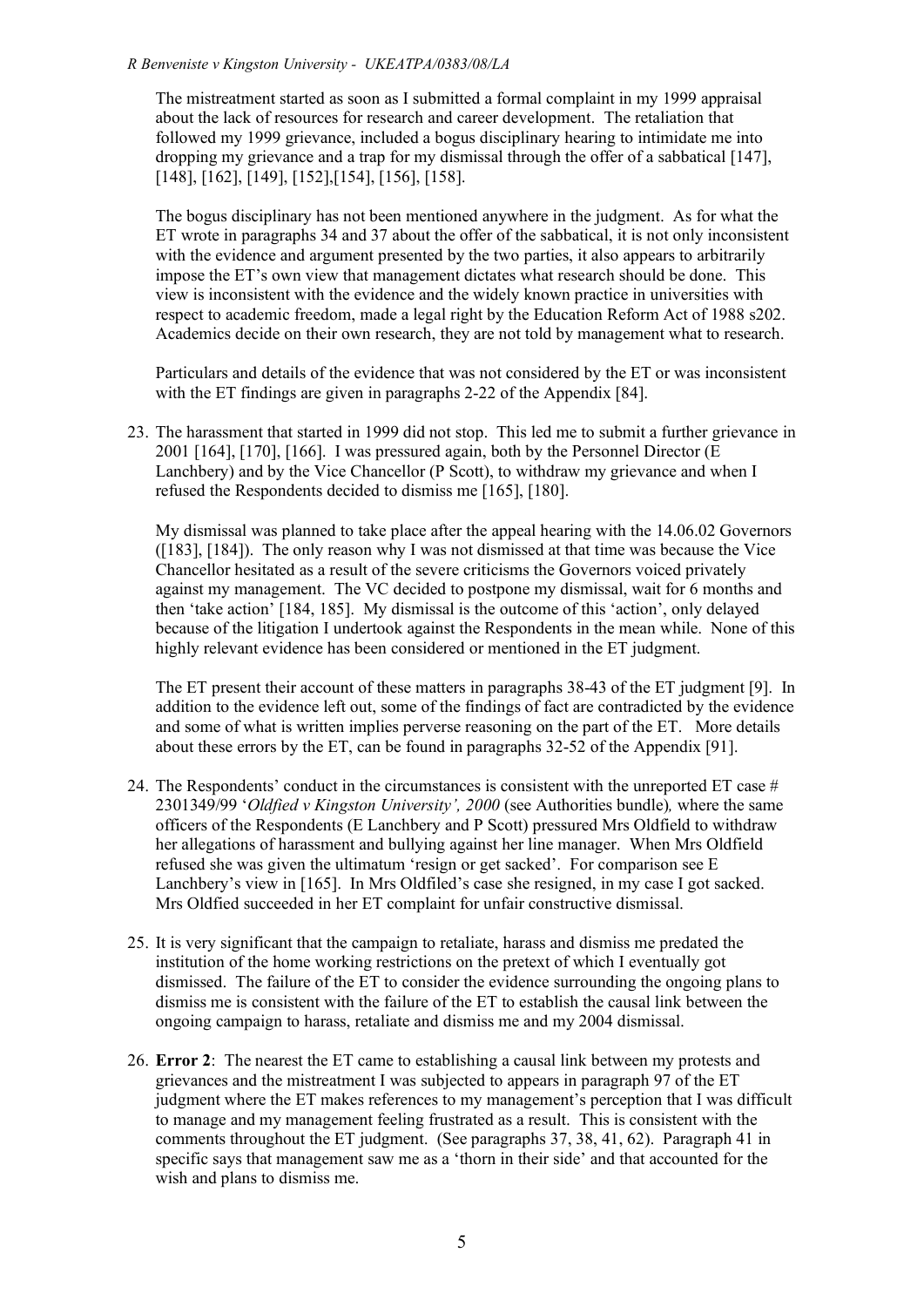The mistreatment started as soon as I submitted a formal complaint in my 1999 appraisal about the lack of resources for research and career development. The retaliation that followed my 1999 grievance, included a bogus disciplinary hearing to intimidate me into dropping my grievance and a trap for my dismissal through the offer of a sabbatical [147], [148], [162], [149], [152],[154], [156], [158].

The bogus disciplinary has not been mentioned anywhere in the judgment. As for what the ET wrote in paragraphs 34 and 37 about the offer of the sabbatical, it is not only inconsistent with the evidence and argument presented by the two parties, it also appears to arbitrarily impose the ET's own view that management dictates what research should be done. This view is inconsistent with the evidence and the widely known practice in universities with respect to academic freedom, made a legal right by the Education Reform Act of 1988 s202. Academics decide on their own research, they are not told by management what to research.

Particulars and details of the evidence that was not considered by the ET or was inconsistent with the ET findings are given in paragraphs 2-22 of the Appendix [84].

23. The harassment that started in 1999 did not stop. This led me to submit a further grievance in 2001 [164], [170], [166]. I was pressured again, both by the Personnel Director (E Lanchbery) and by the Vice Chancellor (P Scott), to withdraw my grievance and when I refused the Respondents decided to dismiss me [165], [180].

    My dismissal was planned to take place after the appeal hearing with the 14.06.02 Governors ([183], [184]). The only reason why I was not dismissed at that time was because the Vice Chancellor hesitated as a result of the severe criticisms the Governors voiced privately against my management. The VC decided to postpone my dismissal, wait for 6 months and then 'take action' [184, 185]. My dismissal is the outcome of this 'action', only delayed because of the litigation I undertook against the Respondents in the mean while. None of this highly relevant evidence has been considered or mentioned in the ET judgment.

    The ET present their account of these matters in paragraphs 38-43 of the ET judgment [9]. In addition to the evidence left out, some of the findings of fact are contradicted by the evidence and some of what is written implies perverse reasoning on the part of the ET. More details about these errors by the ET, can be found in paragraphs 32-52 of the Appendix [91].

24. The Respondents' conduct in the circumstances is consistent with the unreported ET case # 2301349/99 '*Oldfied v Kingston University', 2000* (see Authorities bundle)*,* where the same officers of the Respondents (E Lanchbery and P Scott) pressured Mrs Oldfield to withdraw her allegations of harassment and bullying against her line manager. When Mrs Oldfield refused she was given the ultimatum 'resign or get sacked'. For comparison see E Lanchbery's view in [165]. In Mrs Oldfiled's case she resigned, in my case I got sacked. Mrs Oldfied succeeded in her ET complaint for unfair constructive dismissal.

25. It is very significant that the campaign to retaliate, harass and dismiss me predated the institution of the home working restrictions on the pretext of which I eventually got dismissed. The failure of the ET to consider the evidence surrounding the ongoing plans to dismiss me is consistent with the failure of the ET to establish the causal link between the ongoing campaign to harass, retaliate and dismiss me and my 2004 dismissal.

26. **Error 2**: The nearest the ET came to establishing a causal link between my protests and grievances and the mistreatment I was subjected to appears in paragraph 97 of the ET judgment where the ET makes references to my management's perception that I was difficult to manage and my management feeling frustrated as a result. This is consistent with the comments throughout the ET judgment. (See paragraphs 37, 38, 41, 62). Paragraph 41 in specific says that management saw me as a 'thorn in their side' and that accounted for the wish and plans to dismiss me.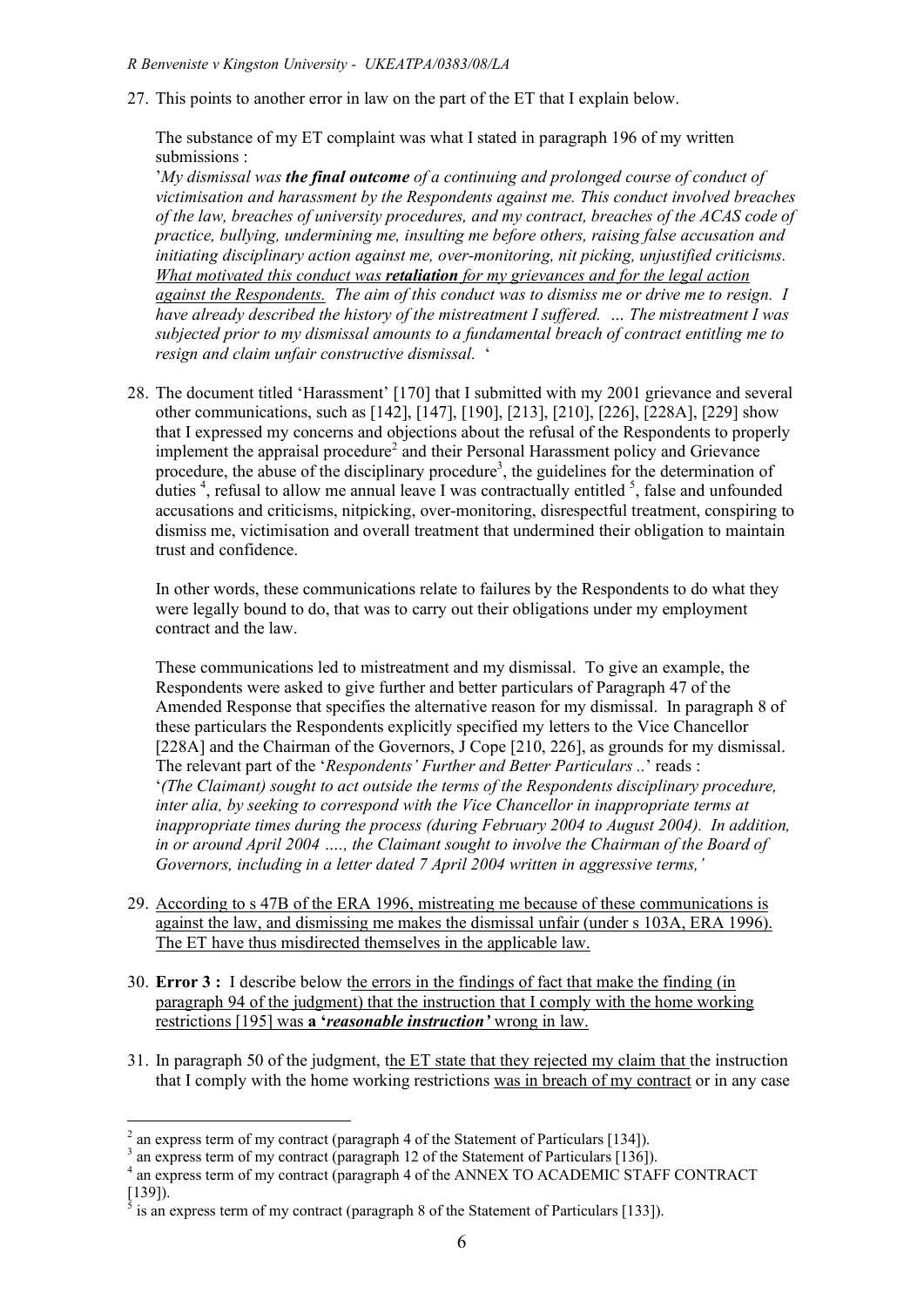27. This points to another error in law on the part of the ET that I explain below.

 The substance of my ET complaint was what I stated in paragraph 196 of my written submissions :

 '*My dismissal was **the final outcome** of a continuing and prolonged course of conduct of victimisation and harassment by the Respondents against me. This conduct involved breaches of the law, breaches of university procedures, and my contract, breaches of the ACAS code of practice, bullying, undermining me, insulting me before others, raising false accusation and initiating disciplinary action against me, over-monitoring, nit picking, unjustified criticisms. <u>What motivated this conduct was **retaliation** for my grievances and for the legal action against the Respondents.</u> The aim of this conduct was to dismiss me or drive me to resign. I have already described the history of the mistreatment I suffered. … The mistreatment I was subjected prior to my dismissal amounts to a fundamental breach of contract entitling me to resign and claim unfair constructive dismissal.* '

28. The document titled 'Harassment' [170] that I submitted with my 2001 grievance and several other communications, such as [142], [147], [190], [213], [210], [226], [228A], [229] show that I expressed my concerns and objections about the refusal of the Respondents to properly implement the appraisal procedure[2] and their Personal Harassment policy and Grievance procedure, the abuse of the disciplinary procedure[3], the guidelines for the determination of duties [4], refusal to allow me annual leave I was contractually entitled [5], false and unfounded accusations and criticisms, nitpicking, over-monitoring, disrespectful treatment, conspiring to dismiss me, victimisation and overall treatment that undermined their obligation to maintain trust and confidence.

 In other words, these communications relate to failures by the Respondents to do what they were legally bound to do, that was to carry out their obligations under my employment contract and the law.

 These communications led to mistreatment and my dismissal. To give an example, the Respondents were asked to give further and better particulars of Paragraph 47 of the Amended Response that specifies the alternative reason for my dismissal. In paragraph 8 of these particulars the Respondents explicitly specified my letters to the Vice Chancellor [228A] and the Chairman of the Governors, J Cope [210, 226], as grounds for my dismissal. The relevant part of the '*Respondents' Further and Better Particulars ..*' reads :

 '*(The Claimant) sought to act outside the terms of the Respondents disciplinary procedure, inter alia, by seeking to correspond with the Vice Chancellor in inappropriate terms at inappropriate times during the process (during February 2004 to August 2004). In addition, in or around April 2004 …., the Claimant sought to involve the Chairman of the Board of Governors, including in a letter dated 7 April 2004 written in aggressive terms,'*

29. <u>According to s 47B of the ERA 1996, mistreating me because of these communications is against the law, and dismissing me makes the dismissal unfair (under s 103A, ERA 1996). The ET have thus misdirected themselves in the applicable law.</u>

30. **Error 3 :** I describe below <u>the errors in the findings of fact that make the finding (in paragraph 94 of the judgment) that the instruction that I comply with the home working restrictions [195] was **a '*reasonable instruction'*** wrong in law.</u>

31. In paragraph 50 of the judgment, <u>the ET state that they rejected my claim that</u> the instruction that I comply with the home working restrictions <u>was in breach of my contract</u> or in any case

---

[2] an express term of my contract (paragraph 4 of the Statement of Particulars [134]).

[3] an express term of my contract (paragraph 12 of the Statement of Particulars [136]).

[4] an express term of my contract (paragraph 4 of the ANNEX TO ACADEMIC STAFF CONTRACT [139]).

[5] is an express term of my contract (paragraph 8 of the Statement of Particulars [133]).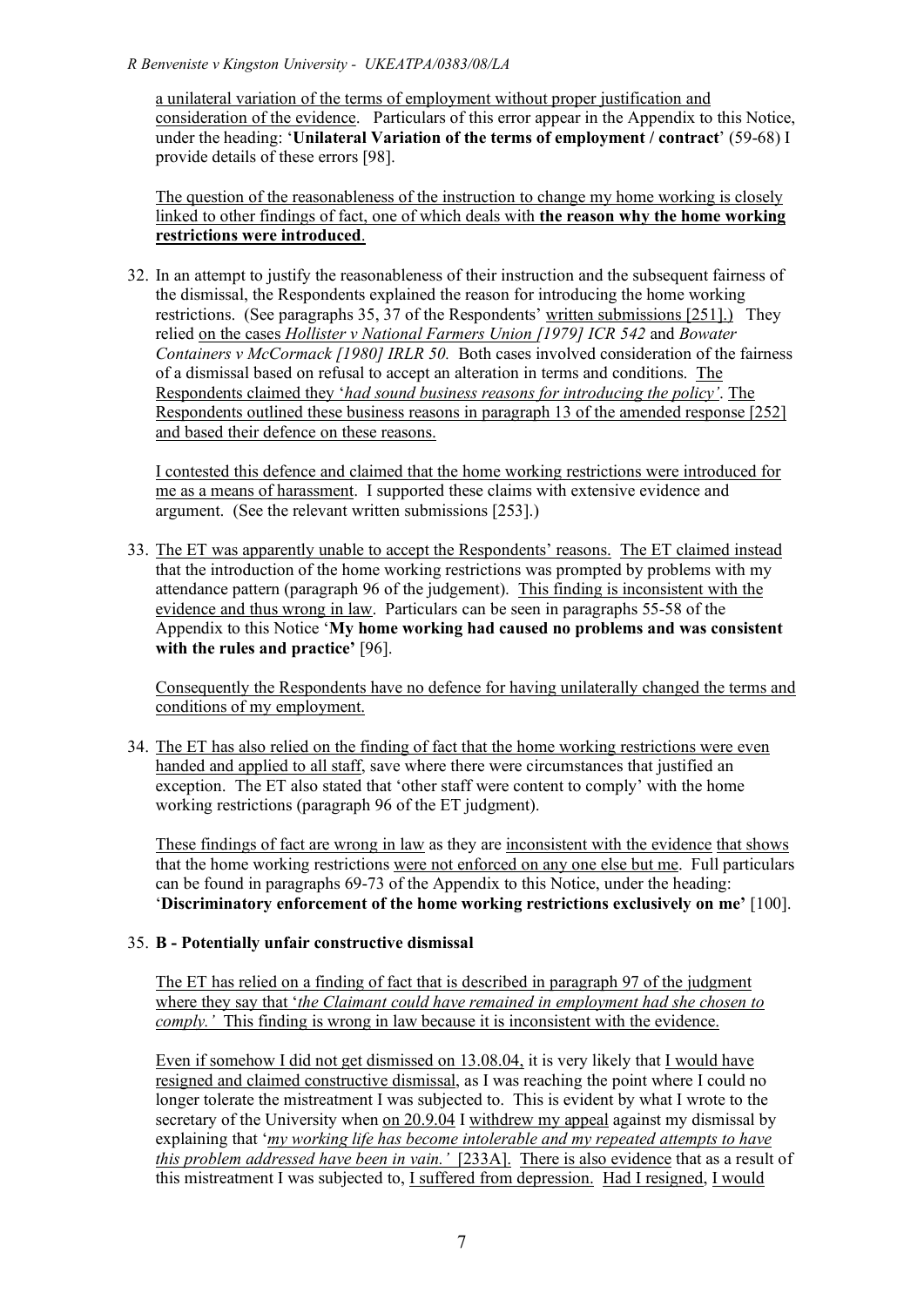a unilateral variation of the terms of employment without proper justification and consideration of the evidence. Particulars of this error appear in the Appendix to this Notice, under the heading: '**Unilateral Variation of the terms of employment / contract**' (59-68) I provide details of these errors [98].

The question of the reasonableness of the instruction to change my home working is closely linked to other findings of fact, one of which deals with **the reason why the home working restrictions were introduced**.

32. In an attempt to justify the reasonableness of their instruction and the subsequent fairness of the dismissal, the Respondents explained the reason for introducing the home working restrictions. (See paragraphs 35, 37 of the Respondents' written submissions [251].) They relied on the cases *Hollister v National Farmers Union [1979] ICR 542* and *Bowater Containers v McCormack [1980] IRLR 50.* Both cases involved consideration of the fairness of a dismissal based on refusal to accept an alteration in terms and conditions. The Respondents claimed they '*had sound business reasons for introducing the policy'*. The Respondents outlined these business reasons in paragraph 13 of the amended response [252] and based their defence on these reasons.

   I contested this defence and claimed that the home working restrictions were introduced for me as a means of harassment. I supported these claims with extensive evidence and argument. (See the relevant written submissions [253].)

33. The ET was apparently unable to accept the Respondents' reasons. The ET claimed instead that the introduction of the home working restrictions was prompted by problems with my attendance pattern (paragraph 96 of the judgement). This finding is inconsistent with the evidence and thus wrong in law. Particulars can be seen in paragraphs 55-58 of the Appendix to this Notice '**My home working had caused no problems and was consistent with the rules and practice'** [96].

   Consequently the Respondents have no defence for having unilaterally changed the terms and conditions of my employment.

34. The ET has also relied on the finding of fact that the home working restrictions were even handed and applied to all staff, save where there were circumstances that justified an exception. The ET also stated that 'other staff were content to comply' with the home working restrictions (paragraph 96 of the ET judgment).

   These findings of fact are wrong in law as they are inconsistent with the evidence that shows that the home working restrictions were not enforced on any one else but me. Full particulars can be found in paragraphs 69-73 of the Appendix to this Notice, under the heading: '**Discriminatory enforcement of the home working restrictions exclusively on me'** [100].

35. **B - Potentially unfair constructive dismissal**

   The ET has relied on a finding of fact that is described in paragraph 97 of the judgment where they say that '*the Claimant could have remained in employment had she chosen to comply.'* This finding is wrong in law because it is inconsistent with the evidence.

   Even if somehow I did not get dismissed on 13.08.04, it is very likely that I would have resigned and claimed constructive dismissal, as I was reaching the point where I could no longer tolerate the mistreatment I was subjected to. This is evident by what I wrote to the secretary of the University when on 20.9.04 I withdrew my appeal against my dismissal by explaining that '*my working life has become intolerable and my repeated attempts to have this problem addressed have been in vain.'* [233A]. There is also evidence that as a result of this mistreatment I was subjected to, I suffered from depression. Had I resigned, I would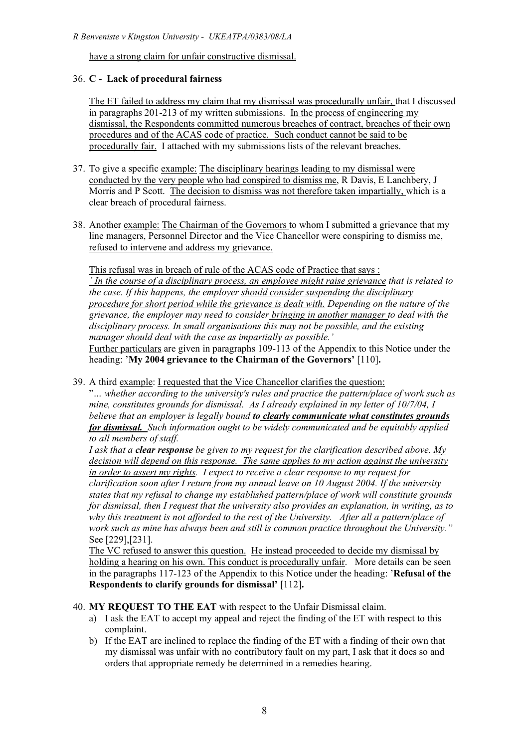have a strong claim for unfair constructive dismissal.

36. **C - Lack of procedural fairness**

    The ET failed to address my claim that my dismissal was procedurally unfair, that I discussed in paragraphs 201-213 of my written submissions. In the process of engineering my dismissal, the Respondents committed numerous breaches of contract, breaches of their own procedures and of the ACAS code of practice. Such conduct cannot be said to be procedurally fair. I attached with my submissions lists of the relevant breaches.

37. To give a specific example: The disciplinary hearings leading to my dismissal were conducted by the very people who had conspired to dismiss me, R Davis, E Lanchbery, J Morris and P Scott. The decision to dismiss was not therefore taken impartially, which is a clear breach of procedural fairness.

38. Another example: The Chairman of the Governors to whom I submitted a grievance that my line managers, Personnel Director and the Vice Chancellor were conspiring to dismiss me, refused to intervene and address my grievance.

    This refusal was in breach of rule of the ACAS code of Practice that says :
    *' In the course of a disciplinary process, an employee might raise grievance that is related to the case. If this happens, the employer should consider suspending the disciplinary procedure for short period while the grievance is dealt with. Depending on the nature of the grievance, the employer may need to consider bringing in another manager to deal with the disciplinary process. In small organisations this may not be possible, and the existing manager should deal with the case as impartially as possible.'*
    Further particulars are given in paragraphs 109-113 of the Appendix to this Notice under the heading: '**My 2004 grievance to the Chairman of the Governors'** [110]**.**

39. A third example: I requested that the Vice Chancellor clarifies the question:
    "*... whether according to the university's rules and practice the pattern/place of work such as mine, constitutes grounds for dismissal. As I already explained in my letter of 10/7/04, I believe that an employer is legally bound **to clearly communicate what constitutes grounds for dismissal.** Such information ought to be widely communicated and be equitably applied to all members of staff.*
    *I ask that a **clear response** be given to my request for the clarification described above. My decision will depend on this response. The same applies to my action against the university in order to assert my rights. I expect to receive a clear response to my request for clarification soon after I return from my annual leave on 10 August 2004. If the university states that my refusal to change my established pattern/place of work will constitute grounds for dismissal, then I request that the university also provides an explanation, in writing, as to why this treatment is not afforded to the rest of the University. After all a pattern/place of work such as mine has always been and still is common practice throughout the University."*
    See [229],[231].
    The VC refused to answer this question. He instead proceeded to decide my dismissal by holding a hearing on his own. This conduct is procedurally unfair. More details can be seen in the paragraphs 117-123 of the Appendix to this Notice under the heading: '**Refusal of the Respondents to clarify grounds for dismissal'** [112]**.**

40. **MY REQUEST TO THE EAT** with respect to the Unfair Dismissal claim.
    a) I ask the EAT to accept my appeal and reject the finding of the ET with respect to this complaint.
    b) If the EAT are inclined to replace the finding of the ET with a finding of their own that my dismissal was unfair with no contributory fault on my part, I ask that it does so and orders that appropriate remedy be determined in a remedies hearing.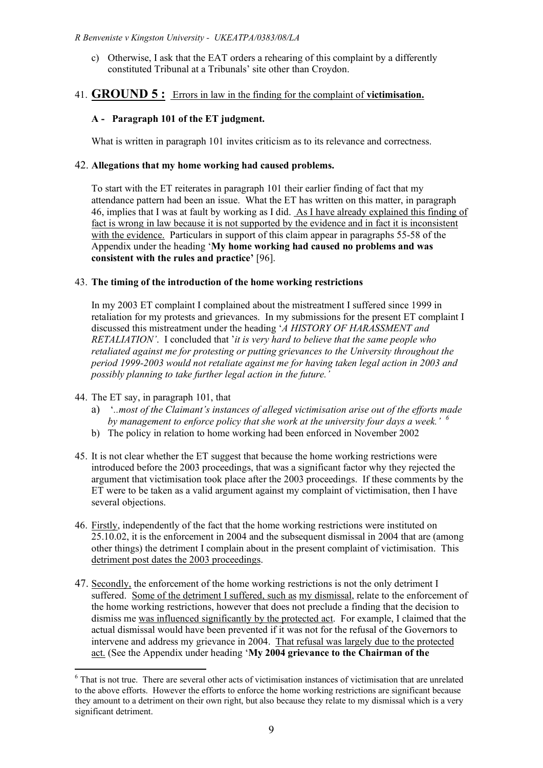c) Otherwise, I ask that the EAT orders a rehearing of this complaint by a differently constituted Tribunal at a Tribunals' site other than Croydon.

41. **GROUND 5 :** Errors in law in the finding for the complaint of **victimisation.**

**A - Paragraph 101 of the ET judgment.**

What is written in paragraph 101 invites criticism as to its relevance and correctness.

42. **Allegations that my home working had caused problems.**

To start with the ET reiterates in paragraph 101 their earlier finding of fact that my attendance pattern had been an issue. What the ET has written on this matter, in paragraph 46, implies that I was at fault by working as I did. As I have already explained this finding of fact is wrong in law because it is not supported by the evidence and in fact it is inconsistent with the evidence. Particulars in support of this claim appear in paragraphs 55-58 of the Appendix under the heading '**My home working had caused no problems and was consistent with the rules and practice'** [96].

43. **The timing of the introduction of the home working restrictions**

In my 2003 ET complaint I complained about the mistreatment I suffered since 1999 in retaliation for my protests and grievances. In my submissions for the present ET complaint I discussed this mistreatment under the heading '*A HISTORY OF HARASSMENT and RETALIATION'*. I concluded that '*it is very hard to believe that the same people who retaliated against me for protesting or putting grievances to the University throughout the period 1999-2003 would not retaliate against me for having taken legal action in 2003 and possibly planning to take further legal action in the future.'*

44. The ET say, in paragraph 101, that
    a) '*..most of the Claimant's instances of alleged victimisation arise out of the efforts made by management to enforce policy that she work at the university four days a week.'* [6]
    b) The policy in relation to home working had been enforced in November 2002

45. It is not clear whether the ET suggest that because the home working restrictions were introduced before the 2003 proceedings, that was a significant factor why they rejected the argument that victimisation took place after the 2003 proceedings. If these comments by the ET were to be taken as a valid argument against my complaint of victimisation, then I have several objections.

46. Firstly, independently of the fact that the home working restrictions were instituted on 25.10.02, it is the enforcement in 2004 and the subsequent dismissal in 2004 that are (among other things) the detriment I complain about in the present complaint of victimisation. This detriment post dates the 2003 proceedings.

47. Secondly, the enforcement of the home working restrictions is not the only detriment I suffered. Some of the detriment I suffered, such as my dismissal, relate to the enforcement of the home working restrictions, however that does not preclude a finding that the decision to dismiss me was influenced significantly by the protected act. For example, I claimed that the actual dismissal would have been prevented if it was not for the refusal of the Governors to intervene and address my grievance in 2004. That refusal was largely due to the protected act. (See the Appendix under heading '**My 2004 grievance to the Chairman of the**

[6] That is not true. There are several other acts of victimisation instances of victimisation that are unrelated to the above efforts. However the efforts to enforce the home working restrictions are significant because they amount to a detriment on their own right, but also because they relate to my dismissal which is a very significant detriment.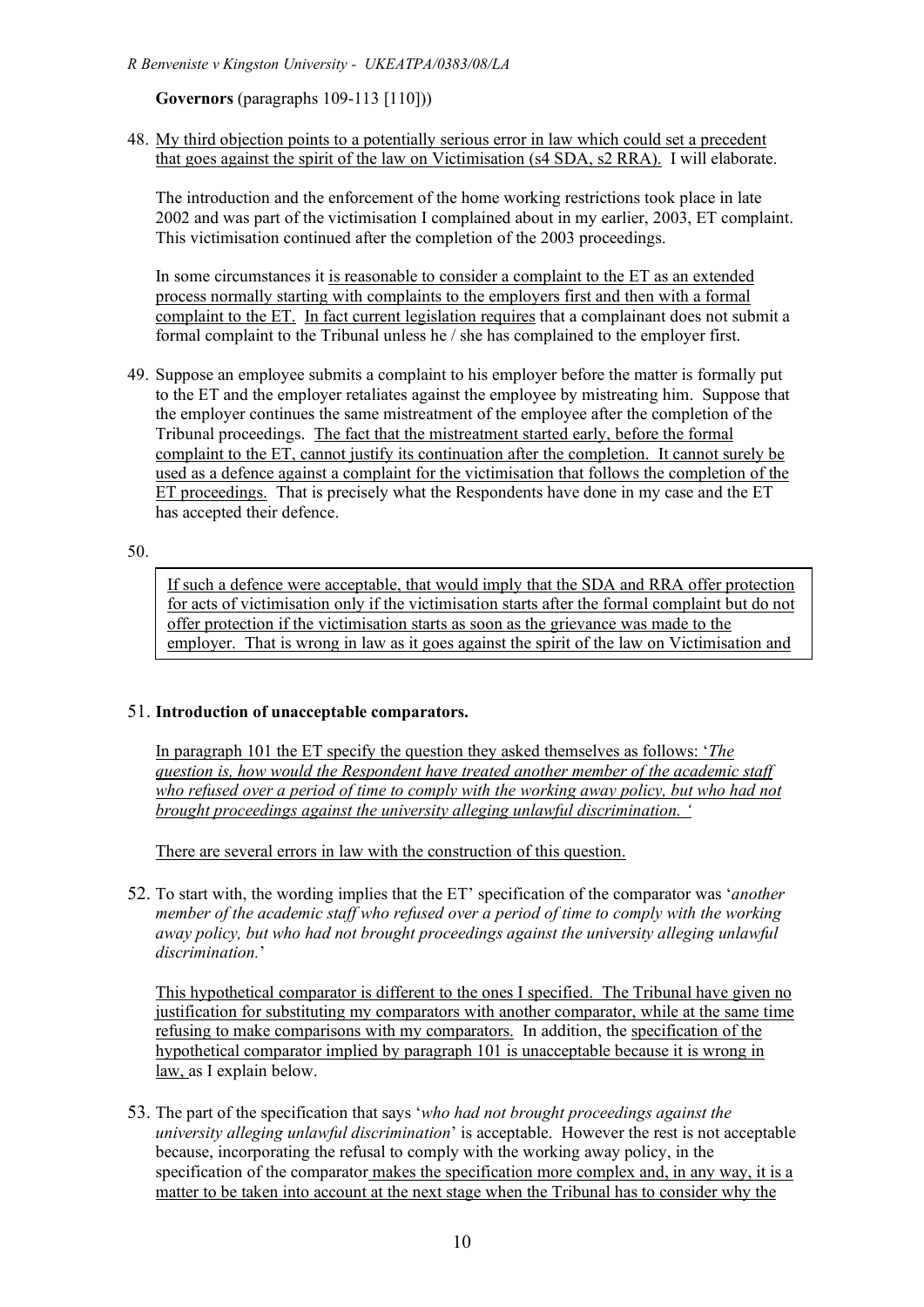**Governors** (paragraphs 109-113 [110]))

48. My third objection points to a potentially serious error in law which could set a precedent that goes against the spirit of the law on Victimisation (s4 SDA, s2 RRA). I will elaborate.

The introduction and the enforcement of the home working restrictions took place in late 2002 and was part of the victimisation I complained about in my earlier, 2003, ET complaint. This victimisation continued after the completion of the 2003 proceedings.

In some circumstances it is reasonable to consider a complaint to the ET as an extended process normally starting with complaints to the employers first and then with a formal complaint to the ET. In fact current legislation requires that a complainant does not submit a formal complaint to the Tribunal unless he / she has complained to the employer first.

49. Suppose an employee submits a complaint to his employer before the matter is formally put to the ET and the employer retaliates against the employee by mistreating him. Suppose that the employer continues the same mistreatment of the employee after the completion of the Tribunal proceedings. The fact that the mistreatment started early, before the formal complaint to the ET, cannot justify its continuation after the completion. It cannot surely be used as a defence against a complaint for the victimisation that follows the completion of the ET proceedings. That is precisely what the Respondents have done in my case and the ET has accepted their defence.

50.

> If such a defence were acceptable, that would imply that the SDA and RRA offer protection for acts of victimisation only if the victimisation starts after the formal complaint but do not offer protection if the victimisation starts as soon as the grievance was made to the employer. That is wrong in law as it goes against the spirit of the law on Victimisation and

51. **Introduction of unacceptable comparators.**

In paragraph 101 the ET specify the question they asked themselves as follows: '*The question is, how would the Respondent have treated another member of the academic staff who refused over a period of time to comply with the working away policy, but who had not brought proceedings against the university alleging unlawful discrimination.* '

There are several errors in law with the construction of this question.

52. To start with, the wording implies that the ET' specification of the comparator was '*another member of the academic staff who refused over a period of time to comply with the working away policy, but who had not brought proceedings against the university alleging unlawful discrimination.*'

This hypothetical comparator is different to the ones I specified. The Tribunal have given no justification for substituting my comparators with another comparator, while at the same time refusing to make comparisons with my comparators. In addition, the specification of the hypothetical comparator implied by paragraph 101 is unacceptable because it is wrong in law, as I explain below.

53. The part of the specification that says '*who had not brought proceedings against the university alleging unlawful discrimination*' is acceptable. However the rest is not acceptable because, incorporating the refusal to comply with the working away policy, in the specification of the comparator makes the specification more complex and, in any way, it is a matter to be taken into account at the next stage when the Tribunal has to consider why the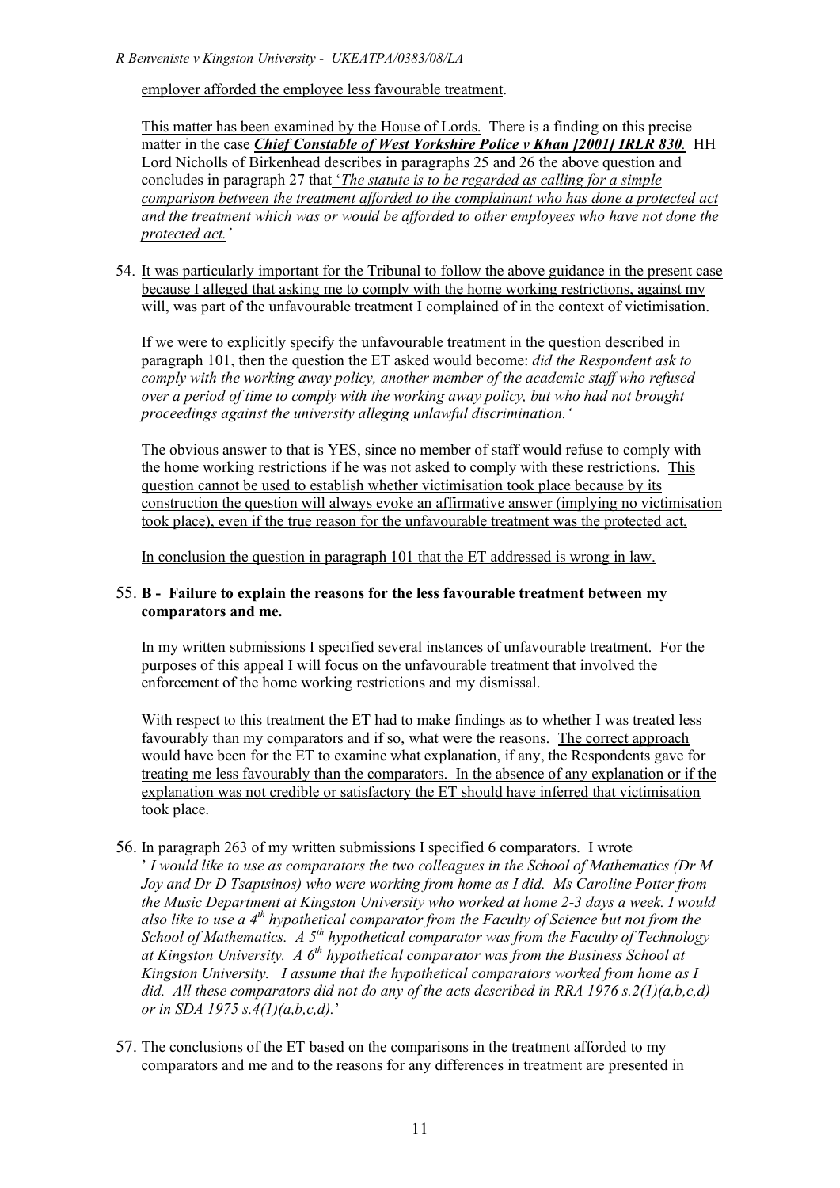employer afforded the employee less favourable treatment.

This matter has been examined by the House of Lords. There is a finding on this precise matter in the case ***Chief Constable of West Yorkshire Police v Khan [2001] IRLR 830***. HH Lord Nicholls of Birkenhead describes in paragraphs 25 and 26 the above question and concludes in paragraph 27 that *'The statute is to be regarded as calling for a simple comparison between the treatment afforded to the complainant who has done a protected act and the treatment which was or would be afforded to other employees who have not done the protected act.'*

54. It was particularly important for the Tribunal to follow the above guidance in the present case because I alleged that asking me to comply with the home working restrictions, against my will, was part of the unfavourable treatment I complained of in the context of victimisation.

If we were to explicitly specify the unfavourable treatment in the question described in paragraph 101, then the question the ET asked would become: *did the Respondent ask to comply with the working away policy, another member of the academic staff who refused over a period of time to comply with the working away policy, but who had not brought proceedings against the university alleging unlawful discrimination.'*

The obvious answer to that is YES, since no member of staff would refuse to comply with the home working restrictions if he was not asked to comply with these restrictions. This question cannot be used to establish whether victimisation took place because by its construction the question will always evoke an affirmative answer (implying no victimisation took place), even if the true reason for the unfavourable treatment was the protected act.

In conclusion the question in paragraph 101 that the ET addressed is wrong in law.

55. **B - Failure to explain the reasons for the less favourable treatment between my comparators and me.**

In my written submissions I specified several instances of unfavourable treatment. For the purposes of this appeal I will focus on the unfavourable treatment that involved the enforcement of the home working restrictions and my dismissal.

With respect to this treatment the ET had to make findings as to whether I was treated less favourably than my comparators and if so, what were the reasons. The correct approach would have been for the ET to examine what explanation, if any, the Respondents gave for treating me less favourably than the comparators. In the absence of any explanation or if the explanation was not credible or satisfactory the ET should have inferred that victimisation took place.

56. In paragraph 263 of my written submissions I specified 6 comparators. I wrote '*I would like to use as comparators the two colleagues in the School of Mathematics (Dr M Joy and Dr D Tsaptsinos) who were working from home as I did. Ms Caroline Potter from the Music Department at Kingston University who worked at home 2-3 days a week. I would also like to use a 4th hypothetical comparator from the Faculty of Science but not from the School of Mathematics. A 5th hypothetical comparator was from the Faculty of Technology at Kingston University. A 6th hypothetical comparator was from the Business School at Kingston University. I assume that the hypothetical comparators worked from home as I did. All these comparators did not do any of the acts described in RRA 1976 s.2(1)(a,b,c,d) or in SDA 1975 s.4(1)(a,b,c,d).*'

57. The conclusions of the ET based on the comparisons in the treatment afforded to my comparators and me and to the reasons for any differences in treatment are presented in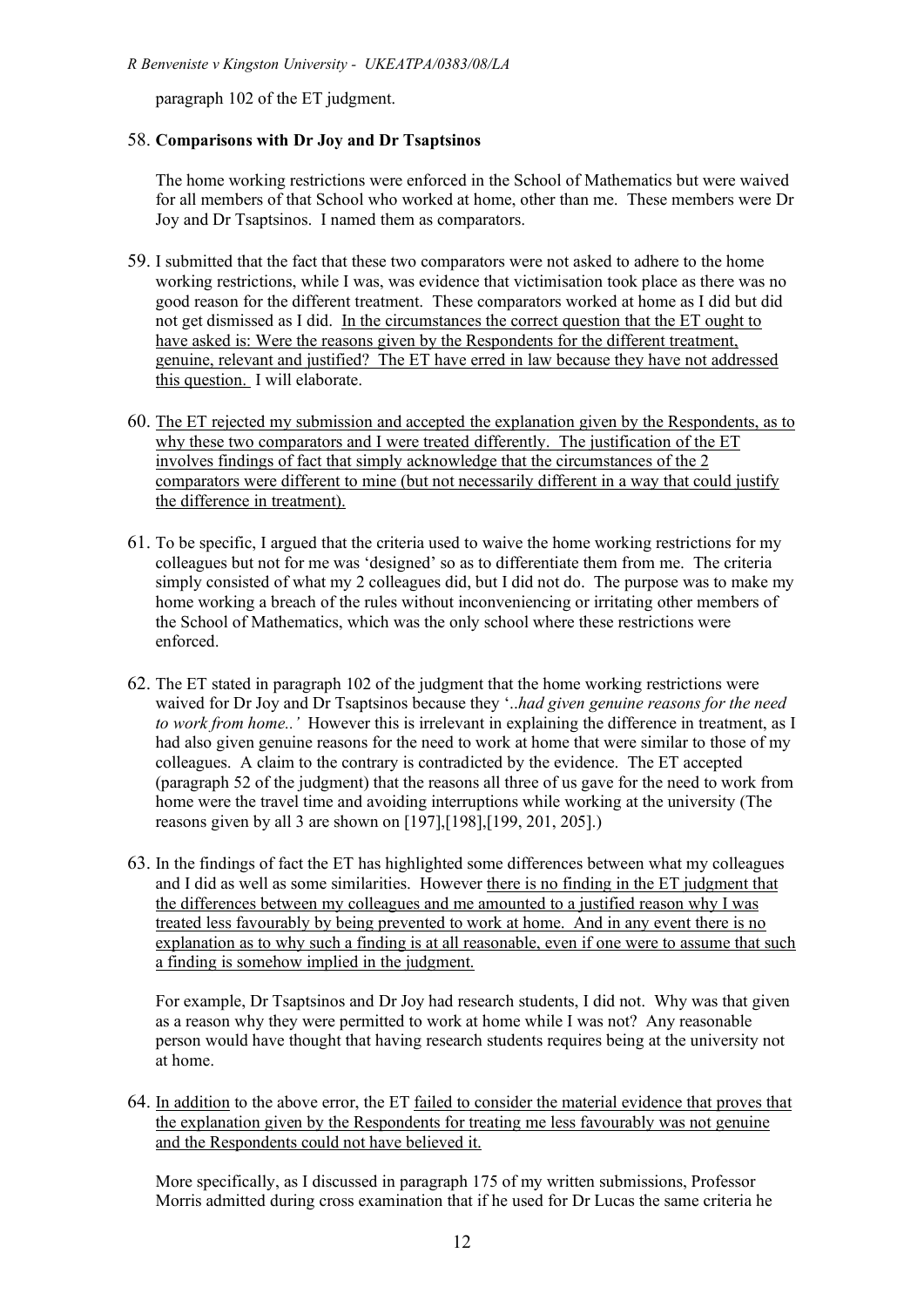paragraph 102 of the ET judgment.

58. **Comparisons with Dr Joy and Dr Tsaptsinos**

The home working restrictions were enforced in the School of Mathematics but were waived for all members of that School who worked at home, other than me. These members were Dr Joy and Dr Tsaptsinos. I named them as comparators.

59. I submitted that the fact that these two comparators were not asked to adhere to the home working restrictions, while I was, was evidence that victimisation took place as there was no good reason for the different treatment. These comparators worked at home as I did but did not get dismissed as I did. <u>In the circumstances the correct question that the ET ought to have asked is: Were the reasons given by the Respondents for the different treatment, genuine, relevant and justified? The ET have erred in law because they have not addressed this question.</u> I will elaborate.

60. <u>The ET rejected my submission and accepted the explanation given by the Respondents, as to why these two comparators and I were treated differently. The justification of the ET involves findings of fact that simply acknowledge that the circumstances of the 2 comparators were different to mine (but not necessarily different in a way that could justify the difference in treatment).</u>

61. To be specific, I argued that the criteria used to waive the home working restrictions for my colleagues but not for me was 'designed' so as to differentiate them from me. The criteria simply consisted of what my 2 colleagues did, but I did not do. The purpose was to make my home working a breach of the rules without inconveniencing or irritating other members of the School of Mathematics, which was the only school where these restrictions were enforced.

62. The ET stated in paragraph 102 of the judgment that the home working restrictions were waived for Dr Joy and Dr Tsaptsinos because they '*..had given genuine reasons for the need to work from home..'* However this is irrelevant in explaining the difference in treatment, as I had also given genuine reasons for the need to work at home that were similar to those of my colleagues. A claim to the contrary is contradicted by the evidence. The ET accepted (paragraph 52 of the judgment) that the reasons all three of us gave for the need to work from home were the travel time and avoiding interruptions while working at the university (The reasons given by all 3 are shown on [197],[198],[199, 201, 205].)

63. In the findings of fact the ET has highlighted some differences between what my colleagues and I did as well as some similarities. However <u>there is no finding in the ET judgment that the differences between my colleagues and me amounted to a justified reason why I was treated less favourably by being prevented to work at home. And in any event there is no explanation as to why such a finding is at all reasonable, even if one were to assume that such a finding is somehow implied in the judgment.</u>

For example, Dr Tsaptsinos and Dr Joy had research students, I did not. Why was that given as a reason why they were permitted to work at home while I was not? Any reasonable person would have thought that having research students requires being at the university not at home.

64. <u>In addition</u> to the above error, the ET <u>failed to consider the material evidence that proves that the explanation given by the Respondents for treating me less favourably was not genuine and the Respondents could not have believed it.</u>

More specifically, as I discussed in paragraph 175 of my written submissions, Professor Morris admitted during cross examination that if he used for Dr Lucas the same criteria he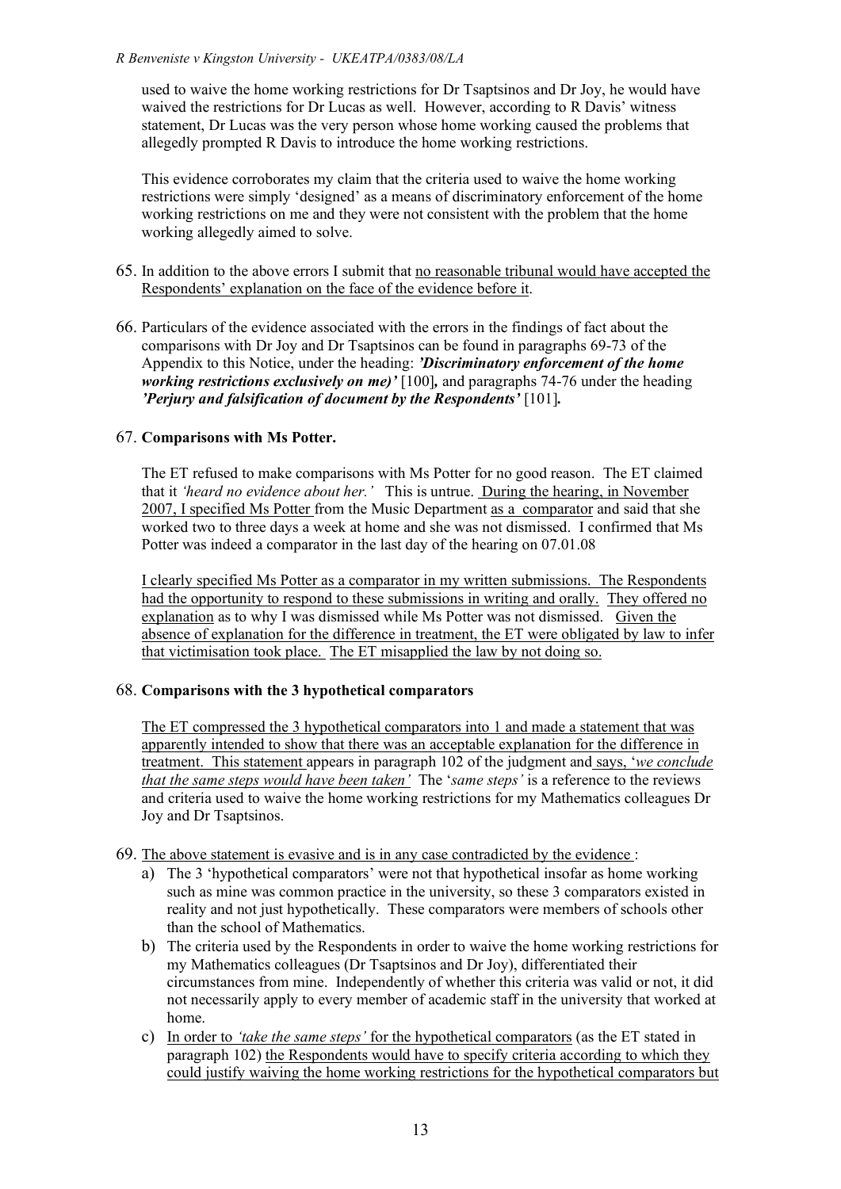used to waive the home working restrictions for Dr Tsaptsinos and Dr Joy, he would have waived the restrictions for Dr Lucas as well. However, according to R Davis' witness statement, Dr Lucas was the very person whose home working caused the problems that allegedly prompted R Davis to introduce the home working restrictions.

This evidence corroborates my claim that the criteria used to waive the home working restrictions were simply 'designed' as a means of discriminatory enforcement of the home working restrictions on me and they were not consistent with the problem that the home working allegedly aimed to solve.

65. In addition to the above errors I submit that no reasonable tribunal would have accepted the Respondents' explanation on the face of the evidence before it.

66. Particulars of the evidence associated with the errors in the findings of fact about the comparisons with Dr Joy and Dr Tsaptsinos can be found in paragraphs 69-73 of the Appendix to this Notice, under the heading: ***'Discriminatory enforcement of the home working restrictions exclusively on me)'*** [100]**,** and paragraphs 74-76 under the heading ***'Perjury and falsification of document by the Respondents'*** [101]**.**

67. **Comparisons with Ms Potter.**

The ET refused to make comparisons with Ms Potter for no good reason. The ET claimed that it *'heard no evidence about her.'* This is untrue. During the hearing, in November 2007, I specified Ms Potter from the Music Department as a comparator and said that she worked two to three days a week at home and she was not dismissed. I confirmed that Ms Potter was indeed a comparator in the last day of the hearing on 07.01.08

I clearly specified Ms Potter as a comparator in my written submissions. The Respondents had the opportunity to respond to these submissions in writing and orally. They offered no explanation as to why I was dismissed while Ms Potter was not dismissed. Given the absence of explanation for the difference in treatment, the ET were obligated by law to infer that victimisation took place. The ET misapplied the law by not doing so.

68. **Comparisons with the 3 hypothetical comparators**

The ET compressed the 3 hypothetical comparators into 1 and made a statement that was apparently intended to show that there was an acceptable explanation for the difference in treatment. This statement appears in paragraph 102 of the judgment and says, '*we conclude that the same steps would have been taken'* The '*same steps'* is a reference to the reviews and criteria used to waive the home working restrictions for my Mathematics colleagues Dr Joy and Dr Tsaptsinos.

69. The above statement is evasive and is in any case contradicted by the evidence :
    a) The 3 'hypothetical comparators' were not that hypothetical insofar as home working such as mine was common practice in the university, so these 3 comparators existed in reality and not just hypothetically. These comparators were members of schools other than the school of Mathematics.
    b) The criteria used by the Respondents in order to waive the home working restrictions for my Mathematics colleagues (Dr Tsaptsinos and Dr Joy), differentiated their circumstances from mine. Independently of whether this criteria was valid or not, it did not necessarily apply to every member of academic staff in the university that worked at home.
    c) In order to *'take the same steps'* for the hypothetical comparators (as the ET stated in paragraph 102) the Respondents would have to specify criteria according to which they could justify waiving the home working restrictions for the hypothetical comparators but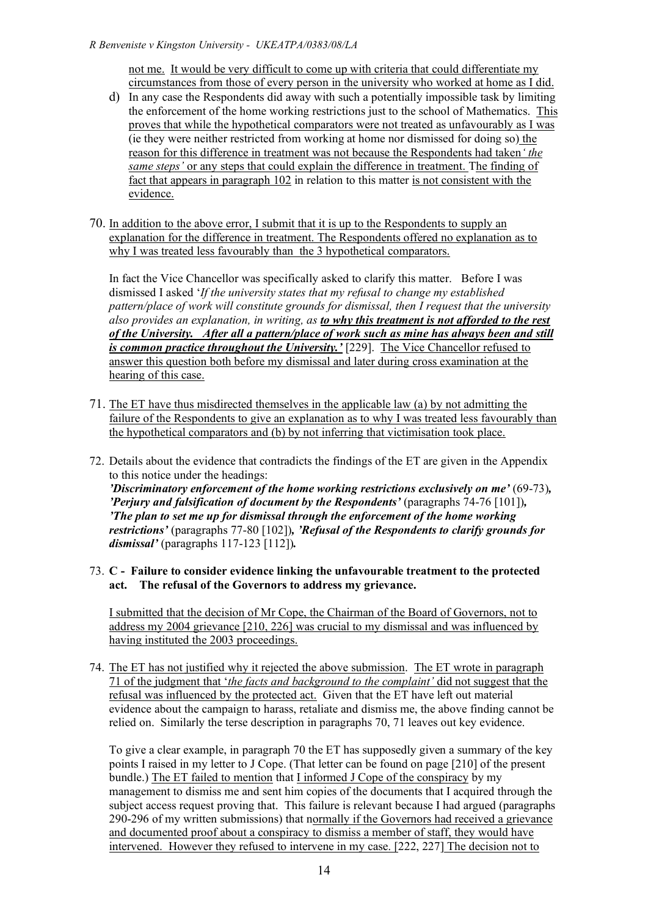not me. It would be very difficult to come up with criteria that could differentiate my circumstances from those of every person in the university who worked at home as I did.

d) In any case the Respondents did away with such a potentially impossible task by limiting the enforcement of the home working restrictions just to the school of Mathematics. This proves that while the hypothetical comparators were not treated as unfavourably as I was (ie they were neither restricted from working at home nor dismissed for doing so) the reason for this difference in treatment was not because the Respondents had taken *' the same steps'* or any steps that could explain the difference in treatment. The finding of fact that appears in paragraph 102 in relation to this matter is not consistent with the evidence.

70. In addition to the above error, I submit that it is up to the Respondents to supply an explanation for the difference in treatment. The Respondents offered no explanation as to why I was treated less favourably than the 3 hypothetical comparators.

In fact the Vice Chancellor was specifically asked to clarify this matter. Before I was dismissed I asked '*If the university states that my refusal to change my established pattern/place of work will constitute grounds for dismissal, then I request that the university also provides an explanation, in writing, as* ***to why this treatment is not afforded to the rest of the University. After all a pattern/place of work such as mine has always been and still is common practice throughout the University.'*** [229]. The Vice Chancellor refused to answer this question both before my dismissal and later during cross examination at the hearing of this case.

71. The ET have thus misdirected themselves in the applicable law (a) by not admitting the failure of the Respondents to give an explanation as to why I was treated less favourably than the hypothetical comparators and (b) by not inferring that victimisation took place.

72. Details about the evidence that contradicts the findings of the ET are given in the Appendix to this notice under the headings:
***'Discriminatory enforcement of the home working restrictions exclusively on me'*** (69-73)***, 'Perjury and falsification of document by the Respondents'*** (paragraphs 74-76 [101])***, 'The plan to set me up for dismissal through the enforcement of the home working restrictions'*** (paragraphs 77-80 [102])***, 'Refusal of the Respondents to clarify grounds for dismissal'*** (paragraphs 117-123 [112])***.***

73. **C - Failure to consider evidence linking the unfavourable treatment to the protected act. The refusal of the Governors to address my grievance.**

I submitted that the decision of Mr Cope, the Chairman of the Board of Governors, not to address my 2004 grievance [210, 226] was crucial to my dismissal and was influenced by having instituted the 2003 proceedings.

74. The ET has not justified why it rejected the above submission. The ET wrote in paragraph 71 of the judgment that '*the facts and background to the complaint'* did not suggest that the refusal was influenced by the protected act. Given that the ET have left out material evidence about the campaign to harass, retaliate and dismiss me, the above finding cannot be relied on. Similarly the terse description in paragraphs 70, 71 leaves out key evidence.

To give a clear example, in paragraph 70 the ET has supposedly given a summary of the key points I raised in my letter to J Cope. (That letter can be found on page [210] of the present bundle.) The ET failed to mention that I informed J Cope of the conspiracy by my management to dismiss me and sent him copies of the documents that I acquired through the subject access request proving that. This failure is relevant because I had argued (paragraphs 290-296 of my written submissions) that normally if the Governors had received a grievance and documented proof about a conspiracy to dismiss a member of staff, they would have intervened. However they refused to intervene in my case. [222, 227] The decision not to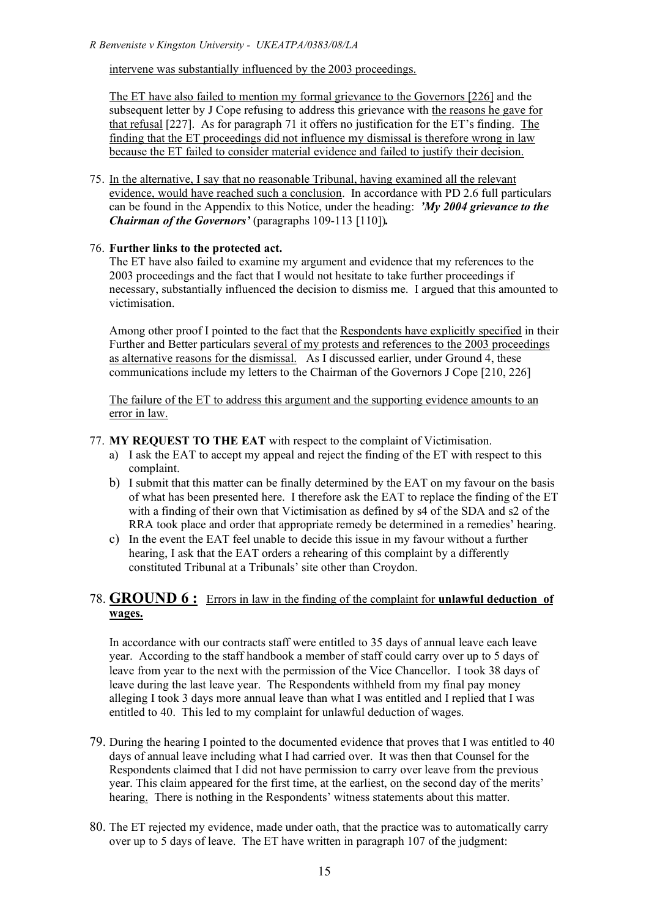intervene was substantially influenced by the 2003 proceedings.

The ET have also failed to mention my formal grievance to the Governors [226] and the subsequent letter by J Cope refusing to address this grievance with the reasons he gave for that refusal [227]. As for paragraph 71 it offers no justification for the ET's finding. The finding that the ET proceedings did not influence my dismissal is therefore wrong in law because the ET failed to consider material evidence and failed to justify their decision.

75. In the alternative, I say that no reasonable Tribunal, having examined all the relevant evidence, would have reached such a conclusion. In accordance with PD 2.6 full particulars can be found in the Appendix to this Notice, under the heading: ***'My 2004 grievance to the Chairman of the Governors'*** (paragraphs 109-113 [110])***.***

76. **Further links to the protected act.**
    The ET have also failed to examine my argument and evidence that my references to the 2003 proceedings and the fact that I would not hesitate to take further proceedings if necessary, substantially influenced the decision to dismiss me. I argued that this amounted to victimisation.

    Among other proof I pointed to the fact that the Respondents have explicitly specified in their Further and Better particulars several of my protests and references to the 2003 proceedings as alternative reasons for the dismissal. As I discussed earlier, under Ground 4, these communications include my letters to the Chairman of the Governors J Cope [210, 226]

    The failure of the ET to address this argument and the supporting evidence amounts to an error in law.

77. **MY REQUEST TO THE EAT** with respect to the complaint of Victimisation.
    a) I ask the EAT to accept my appeal and reject the finding of the ET with respect to this complaint.
    b) I submit that this matter can be finally determined by the EAT on my favour on the basis of what has been presented here. I therefore ask the EAT to replace the finding of the ET with a finding of their own that Victimisation as defined by s4 of the SDA and s2 of the RRA took place and order that appropriate remedy be determined in a remedies' hearing.
    c) In the event the EAT feel unable to decide this issue in my favour without a further hearing, I ask that the EAT orders a rehearing of this complaint by a differently constituted Tribunal at a Tribunals' site other than Croydon.

## 78. GROUND 6 : Errors in law in the finding of the complaint for **unlawful deduction of wages.**

In accordance with our contracts staff were entitled to 35 days of annual leave each leave year. According to the staff handbook a member of staff could carry over up to 5 days of leave from year to the next with the permission of the Vice Chancellor. I took 38 days of leave during the last leave year. The Respondents withheld from my final pay money alleging I took 3 days more annual leave than what I was entitled and I replied that I was entitled to 40. This led to my complaint for unlawful deduction of wages.

79. During the hearing I pointed to the documented evidence that proves that I was entitled to 40 days of annual leave including what I had carried over. It was then that Counsel for the Respondents claimed that I did not have permission to carry over leave from the previous year. This claim appeared for the first time, at the earliest, on the second day of the merits' hearing. There is nothing in the Respondents' witness statements about this matter.

80. The ET rejected my evidence, made under oath, that the practice was to automatically carry over up to 5 days of leave. The ET have written in paragraph 107 of the judgment: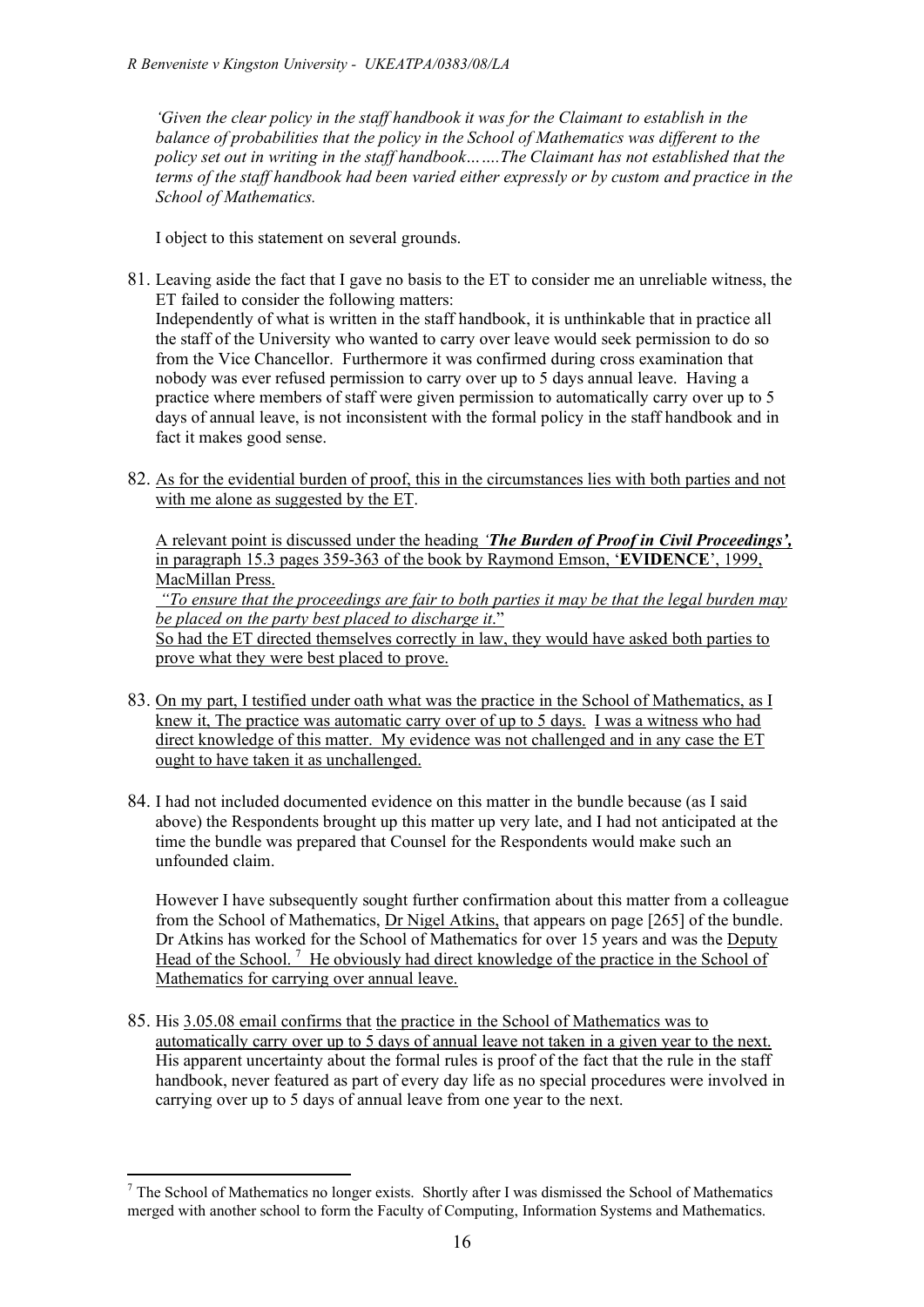*'Given the clear policy in the staff handbook it was for the Claimant to establish in the balance of probabilities that the policy in the School of Mathematics was different to the policy set out in writing in the staff handbook…….The Claimant has not established that the terms of the staff handbook had been varied either expressly or by custom and practice in the School of Mathematics.*

I object to this statement on several grounds.

81. Leaving aside the fact that I gave no basis to the ET to consider me an unreliable witness, the ET failed to consider the following matters:
Independently of what is written in the staff handbook, it is unthinkable that in practice all the staff of the University who wanted to carry over leave would seek permission to do so from the Vice Chancellor. Furthermore it was confirmed during cross examination that nobody was ever refused permission to carry over up to 5 days annual leave. Having a practice where members of staff were given permission to automatically carry over up to 5 days of annual leave, is not inconsistent with the formal policy in the staff handbook and in fact it makes good sense.

82. <u>As for the evidential burden of proof, this in the circumstances lies with both parties and not with me alone as suggested by the ET.</u>

<u>A relevant point is discussed under the heading *'**The Burden of Proof in Civil Proceedings',*** in paragraph 15.3 pages 359-363 of the book by Raymond Emson, '**EVIDENCE**', 1999, MacMillan Press.</u>
<u>*"To ensure that the proceedings are fair to both parties it may be that the legal burden may be placed on the party best placed to discharge it.*"</u>
<u>So had the ET directed themselves correctly in law, they would have asked both parties to prove what they were best placed to prove.</u>

83. <u>On my part, I testified under oath what was the practice in the School of Mathematics, as I knew it, The practice was automatic carry over of up to 5 days.</u> <u>I was a witness who had direct knowledge of this matter. My evidence was not challenged and in any case the ET ought to have taken it as unchallenged.</u>

84. I had not included documented evidence on this matter in the bundle because (as I said above) the Respondents brought up this matter up very late, and I had not anticipated at the time the bundle was prepared that Counsel for the Respondents would make such an unfounded claim.

However I have subsequently sought further confirmation about this matter from a colleague from the School of Mathematics, <u>Dr Nigel Atkins,</u> that appears on page [265] of the bundle. Dr Atkins has worked for the School of Mathematics for over 15 years and was the <u>Deputy Head of the School.</u> [7] <u>He obviously had direct knowledge of the practice in the School of Mathematics for carrying over annual leave.</u>

85. His <u>3.05.08 email confirms that</u> <u>the practice in the School of Mathematics was to automatically carry over up to 5 days of annual leave not taken in a given year to the next.</u> His apparent uncertainty about the formal rules is proof of the fact that the rule in the staff handbook, never featured as part of every day life as no special procedures were involved in carrying over up to 5 days of annual leave from one year to the next.

---

[7] The School of Mathematics no longer exists. Shortly after I was dismissed the School of Mathematics merged with another school to form the Faculty of Computing, Information Systems and Mathematics.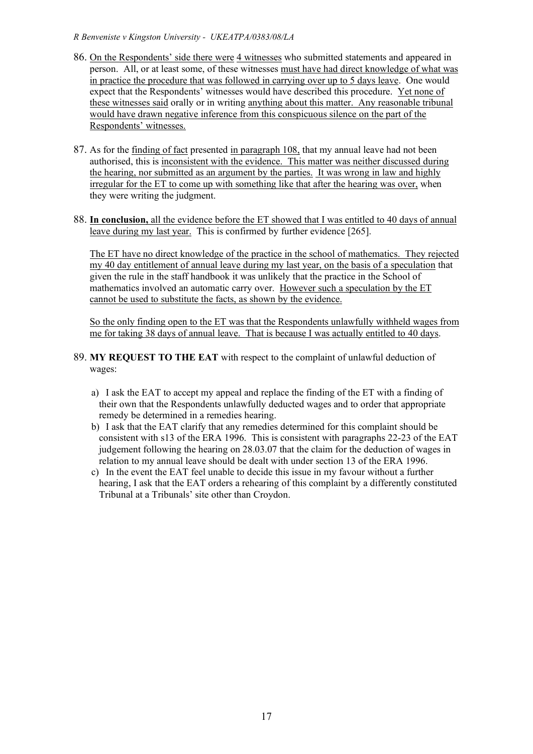86. On the Respondents' side there were 4 witnesses who submitted statements and appeared in person. All, or at least some, of these witnesses must have had direct knowledge of what was in practice the procedure that was followed in carrying over up to 5 days leave. One would expect that the Respondents' witnesses would have described this procedure. Yet none of these witnesses said orally or in writing anything about this matter. Any reasonable tribunal would have drawn negative inference from this conspicuous silence on the part of the Respondents' witnesses.

87. As for the finding of fact presented in paragraph 108, that my annual leave had not been authorised, this is inconsistent with the evidence. This matter was neither discussed during the hearing, nor submitted as an argument by the parties. It was wrong in law and highly irregular for the ET to come up with something like that after the hearing was over, when they were writing the judgment.

88. **In conclusion,** all the evidence before the ET showed that I was entitled to 40 days of annual leave during my last year. This is confirmed by further evidence [265].

    The ET have no direct knowledge of the practice in the school of mathematics. They rejected my 40 day entitlement of annual leave during my last year, on the basis of a speculation that given the rule in the staff handbook it was unlikely that the practice in the School of mathematics involved an automatic carry over. However such a speculation by the ET cannot be used to substitute the facts, as shown by the evidence.

    So the only finding open to the ET was that the Respondents unlawfully withheld wages from me for taking 38 days of annual leave. That is because I was actually entitled to 40 days.

89. **MY REQUEST TO THE EAT** with respect to the complaint of unlawful deduction of wages:

    a) I ask the EAT to accept my appeal and replace the finding of the ET with a finding of their own that the Respondents unlawfully deducted wages and to order that appropriate remedy be determined in a remedies hearing.
    b) I ask that the EAT clarify that any remedies determined for this complaint should be consistent with s13 of the ERA 1996. This is consistent with paragraphs 22-23 of the EAT judgement following the hearing on 28.03.07 that the claim for the deduction of wages in relation to my annual leave should be dealt with under section 13 of the ERA 1996.
    c) In the event the EAT feel unable to decide this issue in my favour without a further hearing, I ask that the EAT orders a rehearing of this complaint by a differently constituted Tribunal at a Tribunals' site other than Croydon.